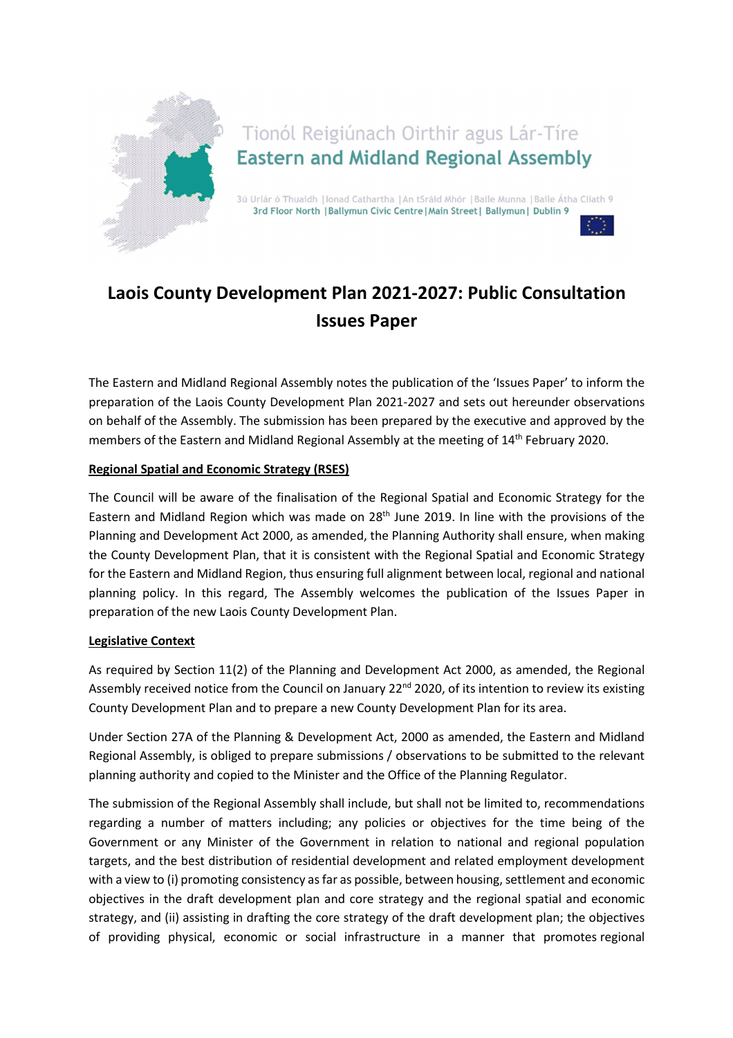Tionól Reigiúnach Oirthir agus Lár-Tíre
Eastern and Midland Regional Assembly

3ú Urlár ó Thuaidh |Ionad Cathartha |An tSráid Mhór |Baile Munna |Baile Átha Cliath 9
3rd Floor North |Ballymun Civic Centre|Main Street| Ballymun| Dublin 9

# Laois County Development Plan 2021-2027: Public Consultation Issues Paper

The Eastern and Midland Regional Assembly notes the publication of the 'Issues Paper' to inform the preparation of the Laois County Development Plan 2021-2027 and sets out hereunder observations on behalf of the Assembly. The submission has been prepared by the executive and approved by the members of the Eastern and Midland Regional Assembly at the meeting of 14th February 2020.

**Regional Spatial and Economic Strategy (RSES)**

The Council will be aware of the finalisation of the Regional Spatial and Economic Strategy for the Eastern and Midland Region which was made on 28th June 2019. In line with the provisions of the Planning and Development Act 2000, as amended, the Planning Authority shall ensure, when making the County Development Plan, that it is consistent with the Regional Spatial and Economic Strategy for the Eastern and Midland Region, thus ensuring full alignment between local, regional and national planning policy. In this regard, The Assembly welcomes the publication of the Issues Paper in preparation of the new Laois County Development Plan.

**Legislative Context**

As required by Section 11(2) of the Planning and Development Act 2000, as amended, the Regional Assembly received notice from the Council on January 22nd 2020, of its intention to review its existing County Development Plan and to prepare a new County Development Plan for its area.

Under Section 27A of the Planning & Development Act, 2000 as amended, the Eastern and Midland Regional Assembly, is obliged to prepare submissions / observations to be submitted to the relevant planning authority and copied to the Minister and the Office of the Planning Regulator.

The submission of the Regional Assembly shall include, but shall not be limited to, recommendations regarding a number of matters including; any policies or objectives for the time being of the Government or any Minister of the Government in relation to national and regional population targets, and the best distribution of residential development and related employment development with a view to (i) promoting consistency as far as possible, between housing, settlement and economic objectives in the draft development plan and core strategy and the regional spatial and economic strategy, and (ii) assisting in drafting the core strategy of the draft development plan; the objectives of providing physical, economic or social infrastructure in a manner that promotes regional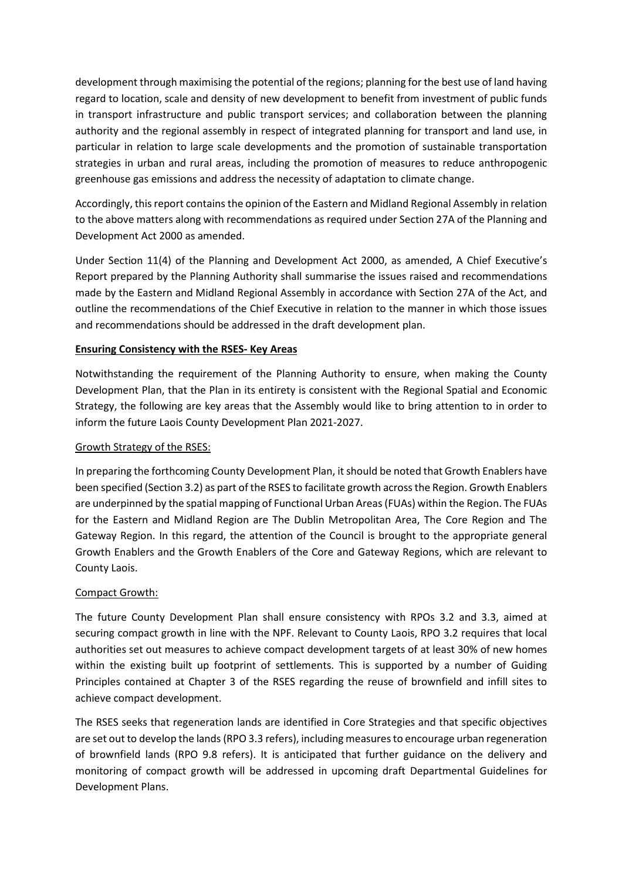development through maximising the potential of the regions; planning for the best use of land having regard to location, scale and density of new development to benefit from investment of public funds in transport infrastructure and public transport services; and collaboration between the planning authority and the regional assembly in respect of integrated planning for transport and land use, in particular in relation to large scale developments and the promotion of sustainable transportation strategies in urban and rural areas, including the promotion of measures to reduce anthropogenic greenhouse gas emissions and address the necessity of adaptation to climate change.

Accordingly, this report contains the opinion of the Eastern and Midland Regional Assembly in relation to the above matters along with recommendations as required under Section 27A of the Planning and Development Act 2000 as amended.

Under Section 11(4) of the Planning and Development Act 2000, as amended, A Chief Executive's Report prepared by the Planning Authority shall summarise the issues raised and recommendations made by the Eastern and Midland Regional Assembly in accordance with Section 27A of the Act, and outline the recommendations of the Chief Executive in relation to the manner in which those issues and recommendations should be addressed in the draft development plan.

**Ensuring Consistency with the RSES- Key Areas**

Notwithstanding the requirement of the Planning Authority to ensure, when making the County Development Plan, that the Plan in its entirety is consistent with the Regional Spatial and Economic Strategy, the following are key areas that the Assembly would like to bring attention to in order to inform the future Laois County Development Plan 2021-2027.

Growth Strategy of the RSES:

In preparing the forthcoming County Development Plan, it should be noted that Growth Enablers have been specified (Section 3.2) as part of the RSES to facilitate growth across the Region. Growth Enablers are underpinned by the spatial mapping of Functional Urban Areas (FUAs) within the Region. The FUAs for the Eastern and Midland Region are The Dublin Metropolitan Area, The Core Region and The Gateway Region. In this regard, the attention of the Council is brought to the appropriate general Growth Enablers and the Growth Enablers of the Core and Gateway Regions, which are relevant to County Laois.

Compact Growth:

The future County Development Plan shall ensure consistency with RPOs 3.2 and 3.3, aimed at securing compact growth in line with the NPF. Relevant to County Laois, RPO 3.2 requires that local authorities set out measures to achieve compact development targets of at least 30% of new homes within the existing built up footprint of settlements. This is supported by a number of Guiding Principles contained at Chapter 3 of the RSES regarding the reuse of brownfield and infill sites to achieve compact development.

The RSES seeks that regeneration lands are identified in Core Strategies and that specific objectives are set out to develop the lands (RPO 3.3 refers), including measures to encourage urban regeneration of brownfield lands (RPO 9.8 refers). It is anticipated that further guidance on the delivery and monitoring of compact growth will be addressed in upcoming draft Departmental Guidelines for Development Plans.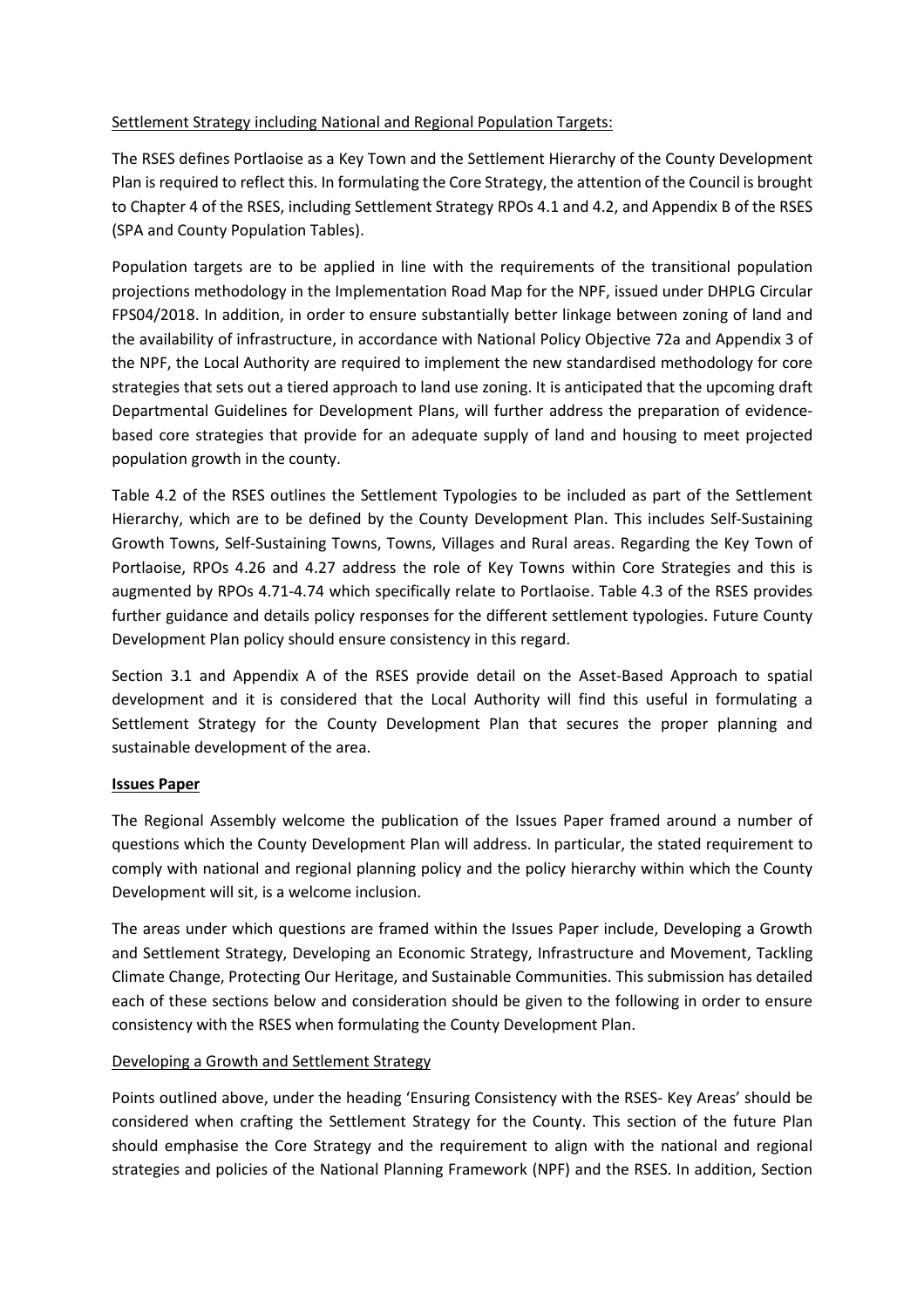Settlement Strategy including National and Regional Population Targets:

The RSES defines Portlaoise as a Key Town and the Settlement Hierarchy of the County Development Plan is required to reflect this. In formulating the Core Strategy, the attention of the Council is brought to Chapter 4 of the RSES, including Settlement Strategy RPOs 4.1 and 4.2, and Appendix B of the RSES (SPA and County Population Tables).

Population targets are to be applied in line with the requirements of the transitional population projections methodology in the Implementation Road Map for the NPF, issued under DHPLG Circular FPS04/2018. In addition, in order to ensure substantially better linkage between zoning of land and the availability of infrastructure, in accordance with National Policy Objective 72a and Appendix 3 of the NPF, the Local Authority are required to implement the new standardised methodology for core strategies that sets out a tiered approach to land use zoning. It is anticipated that the upcoming draft Departmental Guidelines for Development Plans, will further address the preparation of evidence-based core strategies that provide for an adequate supply of land and housing to meet projected population growth in the county.

Table 4.2 of the RSES outlines the Settlement Typologies to be included as part of the Settlement Hierarchy, which are to be defined by the County Development Plan. This includes Self-Sustaining Growth Towns, Self-Sustaining Towns, Towns, Villages and Rural areas. Regarding the Key Town of Portlaoise, RPOs 4.26 and 4.27 address the role of Key Towns within Core Strategies and this is augmented by RPOs 4.71-4.74 which specifically relate to Portlaoise. Table 4.3 of the RSES provides further guidance and details policy responses for the different settlement typologies. Future County Development Plan policy should ensure consistency in this regard.

Section 3.1 and Appendix A of the RSES provide detail on the Asset-Based Approach to spatial development and it is considered that the Local Authority will find this useful in formulating a Settlement Strategy for the County Development Plan that secures the proper planning and sustainable development of the area.

**Issues Paper**

The Regional Assembly welcome the publication of the Issues Paper framed around a number of questions which the County Development Plan will address. In particular, the stated requirement to comply with national and regional planning policy and the policy hierarchy within which the County Development will sit, is a welcome inclusion.

The areas under which questions are framed within the Issues Paper include, Developing a Growth and Settlement Strategy, Developing an Economic Strategy, Infrastructure and Movement, Tackling Climate Change, Protecting Our Heritage, and Sustainable Communities. This submission has detailed each of these sections below and consideration should be given to the following in order to ensure consistency with the RSES when formulating the County Development Plan.

Developing a Growth and Settlement Strategy

Points outlined above, under the heading 'Ensuring Consistency with the RSES- Key Areas' should be considered when crafting the Settlement Strategy for the County. This section of the future Plan should emphasise the Core Strategy and the requirement to align with the national and regional strategies and policies of the National Planning Framework (NPF) and the RSES. In addition, Section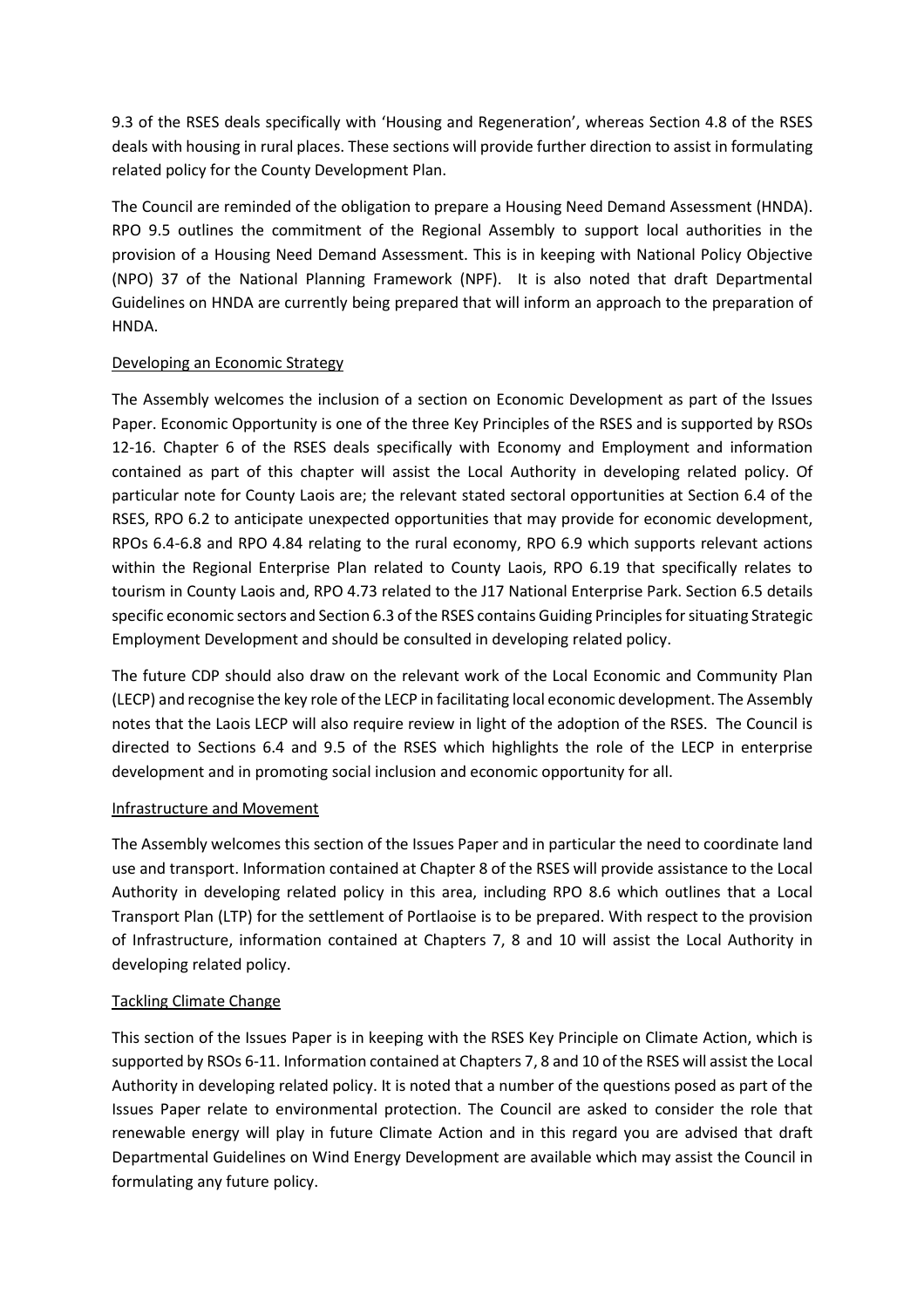9.3 of the RSES deals specifically with 'Housing and Regeneration', whereas Section 4.8 of the RSES deals with housing in rural places. These sections will provide further direction to assist in formulating related policy for the County Development Plan.

The Council are reminded of the obligation to prepare a Housing Need Demand Assessment (HNDA). RPO 9.5 outlines the commitment of the Regional Assembly to support local authorities in the provision of a Housing Need Demand Assessment. This is in keeping with National Policy Objective (NPO) 37 of the National Planning Framework (NPF). It is also noted that draft Departmental Guidelines on HNDA are currently being prepared that will inform an approach to the preparation of HNDA.

<u>Developing an Economic Strategy</u>

The Assembly welcomes the inclusion of a section on Economic Development as part of the Issues Paper. Economic Opportunity is one of the three Key Principles of the RSES and is supported by RSOs 12-16. Chapter 6 of the RSES deals specifically with Economy and Employment and information contained as part of this chapter will assist the Local Authority in developing related policy. Of particular note for County Laois are; the relevant stated sectoral opportunities at Section 6.4 of the RSES, RPO 6.2 to anticipate unexpected opportunities that may provide for economic development, RPOs 6.4-6.8 and RPO 4.84 relating to the rural economy, RPO 6.9 which supports relevant actions within the Regional Enterprise Plan related to County Laois, RPO 6.19 that specifically relates to tourism in County Laois and, RPO 4.73 related to the J17 National Enterprise Park. Section 6.5 details specific economic sectors and Section 6.3 of the RSES contains Guiding Principles for situating Strategic Employment Development and should be consulted in developing related policy.

The future CDP should also draw on the relevant work of the Local Economic and Community Plan (LECP) and recognise the key role of the LECP in facilitating local economic development. The Assembly notes that the Laois LECP will also require review in light of the adoption of the RSES. The Council is directed to Sections 6.4 and 9.5 of the RSES which highlights the role of the LECP in enterprise development and in promoting social inclusion and economic opportunity for all.

<u>Infrastructure and Movement</u>

The Assembly welcomes this section of the Issues Paper and in particular the need to coordinate land use and transport. Information contained at Chapter 8 of the RSES will provide assistance to the Local Authority in developing related policy in this area, including RPO 8.6 which outlines that a Local Transport Plan (LTP) for the settlement of Portlaoise is to be prepared. With respect to the provision of Infrastructure, information contained at Chapters 7, 8 and 10 will assist the Local Authority in developing related policy.

<u>Tackling Climate Change</u>

This section of the Issues Paper is in keeping with the RSES Key Principle on Climate Action, which is supported by RSOs 6-11. Information contained at Chapters 7, 8 and 10 of the RSES will assist the Local Authority in developing related policy. It is noted that a number of the questions posed as part of the Issues Paper relate to environmental protection. The Council are asked to consider the role that renewable energy will play in future Climate Action and in this regard you are advised that draft Departmental Guidelines on Wind Energy Development are available which may assist the Council in formulating any future policy.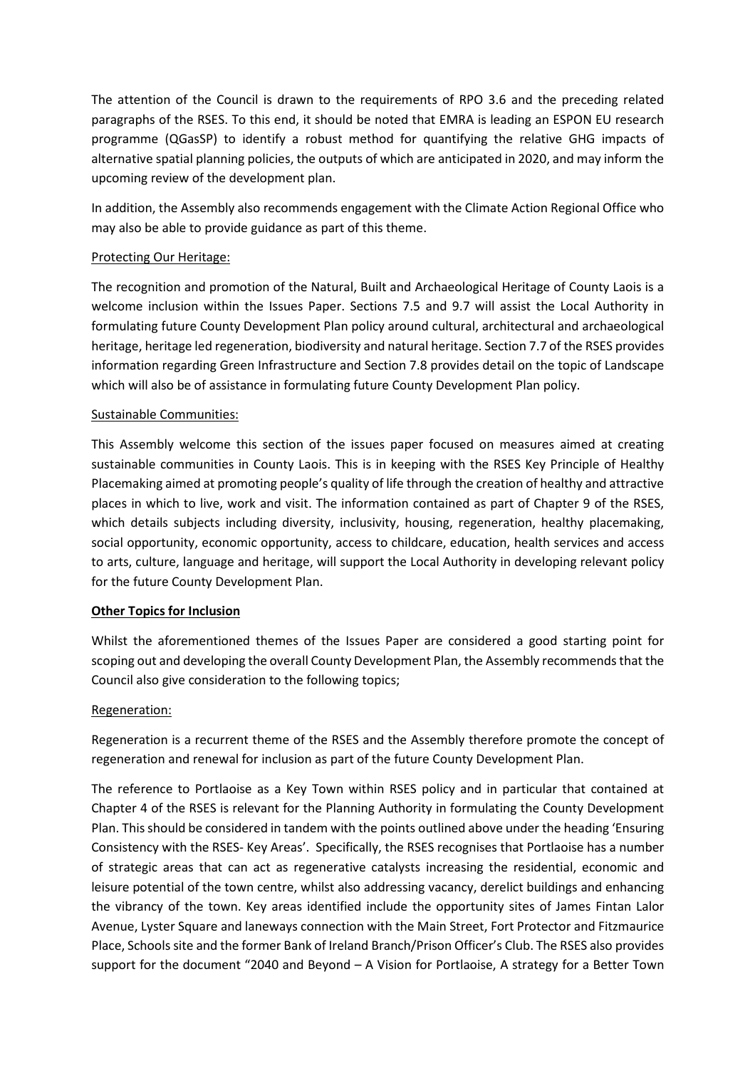The attention of the Council is drawn to the requirements of RPO 3.6 and the preceding related paragraphs of the RSES. To this end, it should be noted that EMRA is leading an ESPON EU research programme (QGasSP) to identify a robust method for quantifying the relative GHG impacts of alternative spatial planning policies, the outputs of which are anticipated in 2020, and may inform the upcoming review of the development plan.

In addition, the Assembly also recommends engagement with the Climate Action Regional Office who may also be able to provide guidance as part of this theme.

Protecting Our Heritage:

The recognition and promotion of the Natural, Built and Archaeological Heritage of County Laois is a welcome inclusion within the Issues Paper. Sections 7.5 and 9.7 will assist the Local Authority in formulating future County Development Plan policy around cultural, architectural and archaeological heritage, heritage led regeneration, biodiversity and natural heritage. Section 7.7 of the RSES provides information regarding Green Infrastructure and Section 7.8 provides detail on the topic of Landscape which will also be of assistance in formulating future County Development Plan policy.

Sustainable Communities:

This Assembly welcome this section of the issues paper focused on measures aimed at creating sustainable communities in County Laois. This is in keeping with the RSES Key Principle of Healthy Placemaking aimed at promoting people's quality of life through the creation of healthy and attractive places in which to live, work and visit. The information contained as part of Chapter 9 of the RSES, which details subjects including diversity, inclusivity, housing, regeneration, healthy placemaking, social opportunity, economic opportunity, access to childcare, education, health services and access to arts, culture, language and heritage, will support the Local Authority in developing relevant policy for the future County Development Plan.

**Other Topics for Inclusion**

Whilst the aforementioned themes of the Issues Paper are considered a good starting point for scoping out and developing the overall County Development Plan, the Assembly recommends that the Council also give consideration to the following topics;

Regeneration:

Regeneration is a recurrent theme of the RSES and the Assembly therefore promote the concept of regeneration and renewal for inclusion as part of the future County Development Plan.

The reference to Portlaoise as a Key Town within RSES policy and in particular that contained at Chapter 4 of the RSES is relevant for the Planning Authority in formulating the County Development Plan. This should be considered in tandem with the points outlined above under the heading 'Ensuring Consistency with the RSES- Key Areas'. Specifically, the RSES recognises that Portlaoise has a number of strategic areas that can act as regenerative catalysts increasing the residential, economic and leisure potential of the town centre, whilst also addressing vacancy, derelict buildings and enhancing the vibrancy of the town. Key areas identified include the opportunity sites of James Fintan Lalor Avenue, Lyster Square and laneways connection with the Main Street, Fort Protector and Fitzmaurice Place, Schools site and the former Bank of Ireland Branch/Prison Officer's Club. The RSES also provides support for the document "2040 and Beyond – A Vision for Portlaoise, A strategy for a Better Town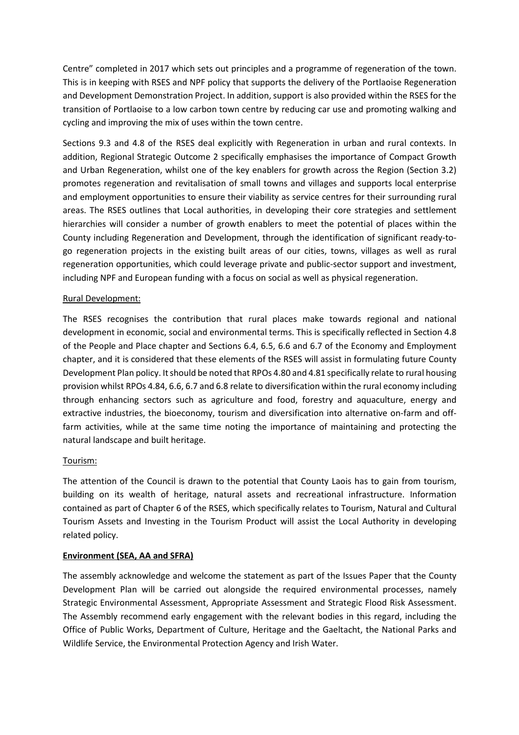Centre" completed in 2017 which sets out principles and a programme of regeneration of the town. This is in keeping with RSES and NPF policy that supports the delivery of the Portlaoise Regeneration and Development Demonstration Project. In addition, support is also provided within the RSES for the transition of Portlaoise to a low carbon town centre by reducing car use and promoting walking and cycling and improving the mix of uses within the town centre.

Sections 9.3 and 4.8 of the RSES deal explicitly with Regeneration in urban and rural contexts. In addition, Regional Strategic Outcome 2 specifically emphasises the importance of Compact Growth and Urban Regeneration, whilst one of the key enablers for growth across the Region (Section 3.2) promotes regeneration and revitalisation of small towns and villages and supports local enterprise and employment opportunities to ensure their viability as service centres for their surrounding rural areas. The RSES outlines that Local authorities, in developing their core strategies and settlement hierarchies will consider a number of growth enablers to meet the potential of places within the County including Regeneration and Development, through the identification of significant ready-to-go regeneration projects in the existing built areas of our cities, towns, villages as well as rural regeneration opportunities, which could leverage private and public-sector support and investment, including NPF and European funding with a focus on social as well as physical regeneration.

Rural Development:

The RSES recognises the contribution that rural places make towards regional and national development in economic, social and environmental terms. This is specifically reflected in Section 4.8 of the People and Place chapter and Sections 6.4, 6.5, 6.6 and 6.7 of the Economy and Employment chapter, and it is considered that these elements of the RSES will assist in formulating future County Development Plan policy. It should be noted that RPOs 4.80 and 4.81 specifically relate to rural housing provision whilst RPOs 4.84, 6.6, 6.7 and 6.8 relate to diversification within the rural economy including through enhancing sectors such as agriculture and food, forestry and aquaculture, energy and extractive industries, the bioeconomy, tourism and diversification into alternative on-farm and off-farm activities, while at the same time noting the importance of maintaining and protecting the natural landscape and built heritage.

Tourism:

The attention of the Council is drawn to the potential that County Laois has to gain from tourism, building on its wealth of heritage, natural assets and recreational infrastructure. Information contained as part of Chapter 6 of the RSES, which specifically relates to Tourism, Natural and Cultural Tourism Assets and Investing in the Tourism Product will assist the Local Authority in developing related policy.

**Environment (SEA, AA and SFRA)**

The assembly acknowledge and welcome the statement as part of the Issues Paper that the County Development Plan will be carried out alongside the required environmental processes, namely Strategic Environmental Assessment, Appropriate Assessment and Strategic Flood Risk Assessment. The Assembly recommend early engagement with the relevant bodies in this regard, including the Office of Public Works, Department of Culture, Heritage and the Gaeltacht, the National Parks and Wildlife Service, the Environmental Protection Agency and Irish Water.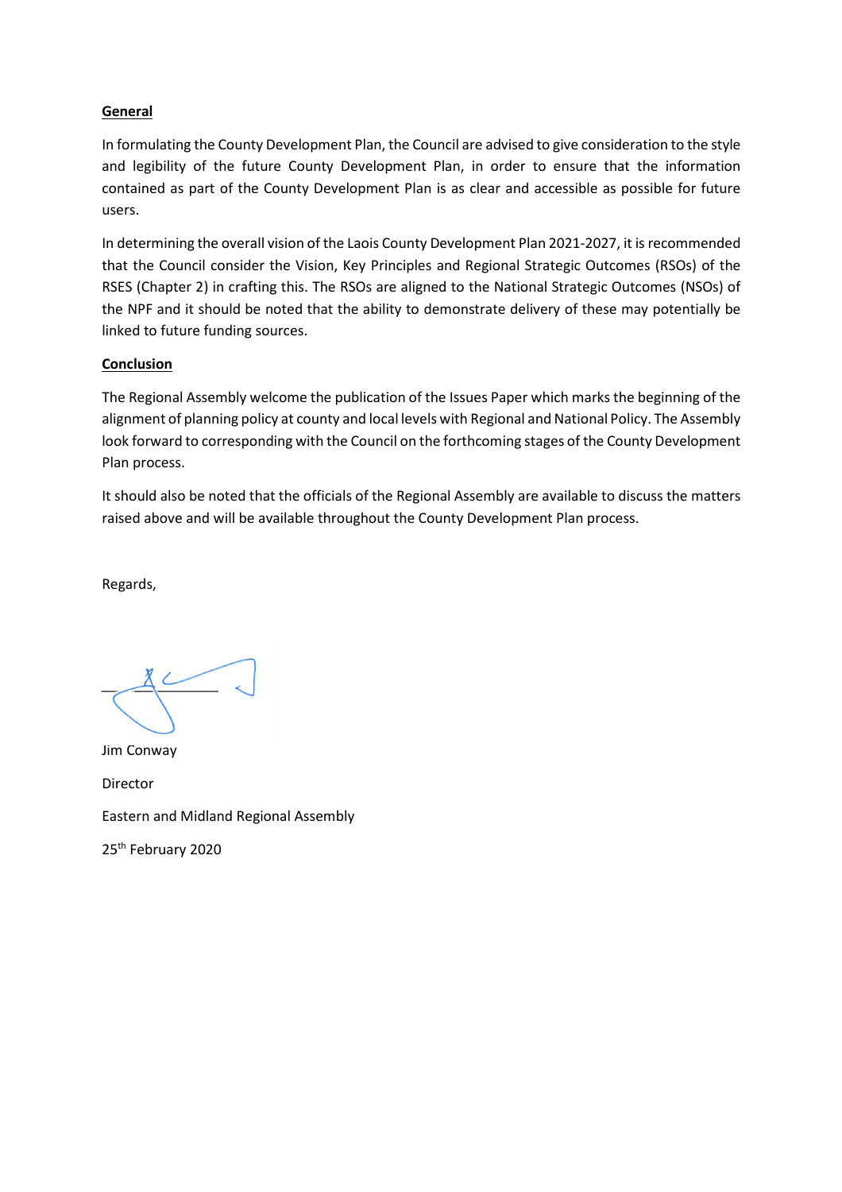**General**

In formulating the County Development Plan, the Council are advised to give consideration to the style and legibility of the future County Development Plan, in order to ensure that the information contained as part of the County Development Plan is as clear and accessible as possible for future users.

In determining the overall vision of the Laois County Development Plan 2021-2027, it is recommended that the Council consider the Vision, Key Principles and Regional Strategic Outcomes (RSOs) of the RSES (Chapter 2) in crafting this. The RSOs are aligned to the National Strategic Outcomes (NSOs) of the NPF and it should be noted that the ability to demonstrate delivery of these may potentially be linked to future funding sources.

**Conclusion**

The Regional Assembly welcome the publication of the Issues Paper which marks the beginning of the alignment of planning policy at county and local levels with Regional and National Policy. The Assembly look forward to corresponding with the Council on the forthcoming stages of the County Development Plan process.

It should also be noted that the officials of the Regional Assembly are available to discuss the matters raised above and will be available throughout the County Development Plan process.

Regards,

Jim Conway

Director

Eastern and Midland Regional Assembly

25th February 2020